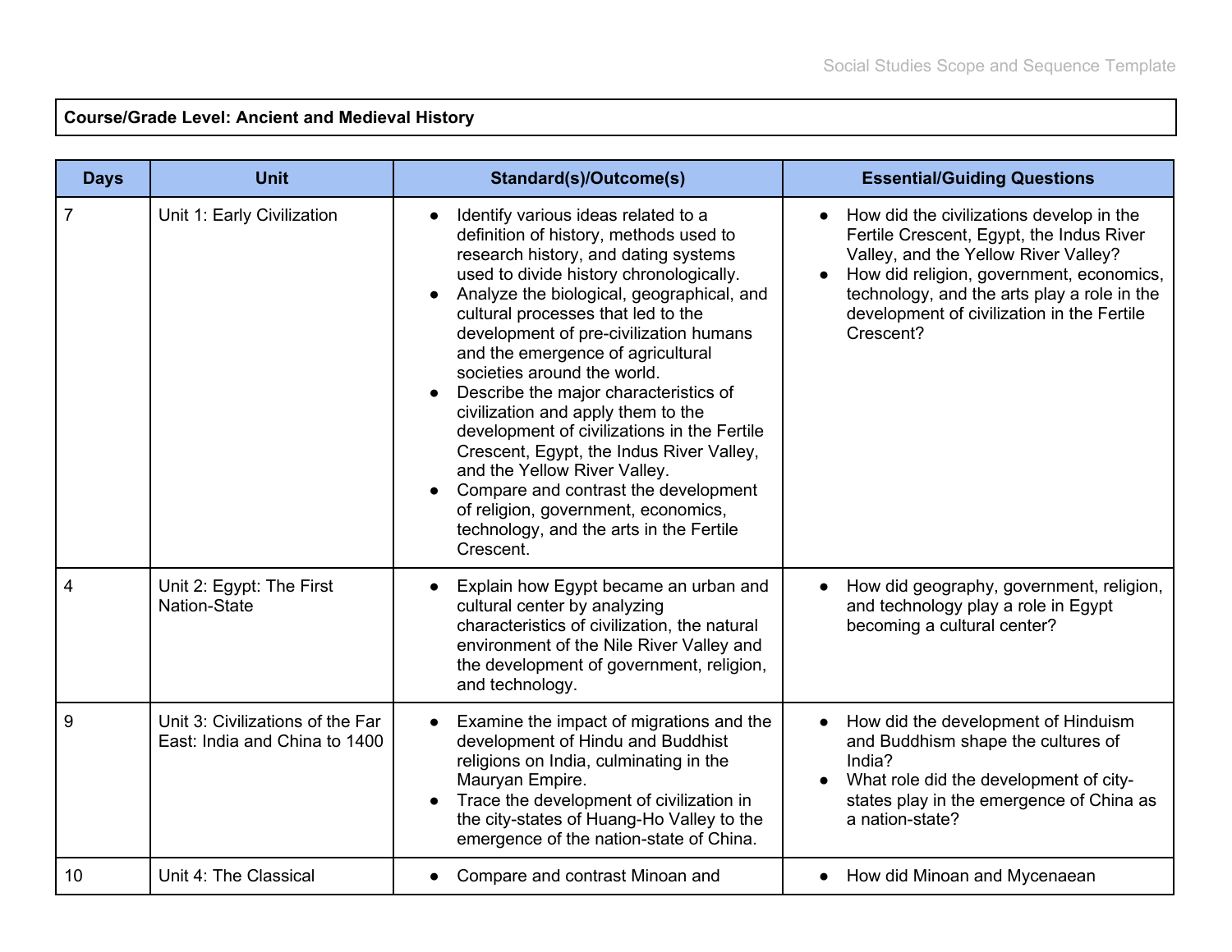**Course/Grade Level: Ancient and Medieval History**

| Days | Unit | Standard(s)/Outcome(s) | Essential/Guiding Questions |
|---|---|---|---|
| 7 | Unit 1: Early Civilization | • Identify various ideas related to a definition of history, methods used to research history, and dating systems used to divide history chronologically.<br>• Analyze the biological, geographical, and cultural processes that led to the development of pre-civilization humans and the emergence of agricultural societies around the world.<br>• Describe the major characteristics of civilization and apply them to the development of civilizations in the Fertile Crescent, Egypt, the Indus River Valley, and the Yellow River Valley.<br>• Compare and contrast the development of religion, government, economics, technology, and the arts in the Fertile Crescent. | • How did the civilizations develop in the Fertile Crescent, Egypt, the Indus River Valley, and the Yellow River Valley?<br>• How did religion, government, economics, technology, and the arts play a role in the development of civilization in the Fertile Crescent? |
| 4 | Unit 2: Egypt: The First Nation-State | • Explain how Egypt became an urban and cultural center by analyzing characteristics of civilization, the natural environment of the Nile River Valley and the development of government, religion, and technology. | • How did geography, government, religion, and technology play a role in Egypt becoming a cultural center? |
| 9 | Unit 3: Civilizations of the Far East: India and China to 1400 | • Examine the impact of migrations and the development of Hindu and Buddhist religions on India, culminating in the Mauryan Empire.<br>• Trace the development of civilization in the city-states of Huang-Ho Valley to the emergence of the nation-state of China. | • How did the development of Hinduism and Buddhism shape the cultures of India?<br>• What role did the development of city-states play in the emergence of China as a nation-state? |
| 10 | Unit 4: The Classical | • Compare and contrast Minoan and | • How did Minoan and Mycenaean |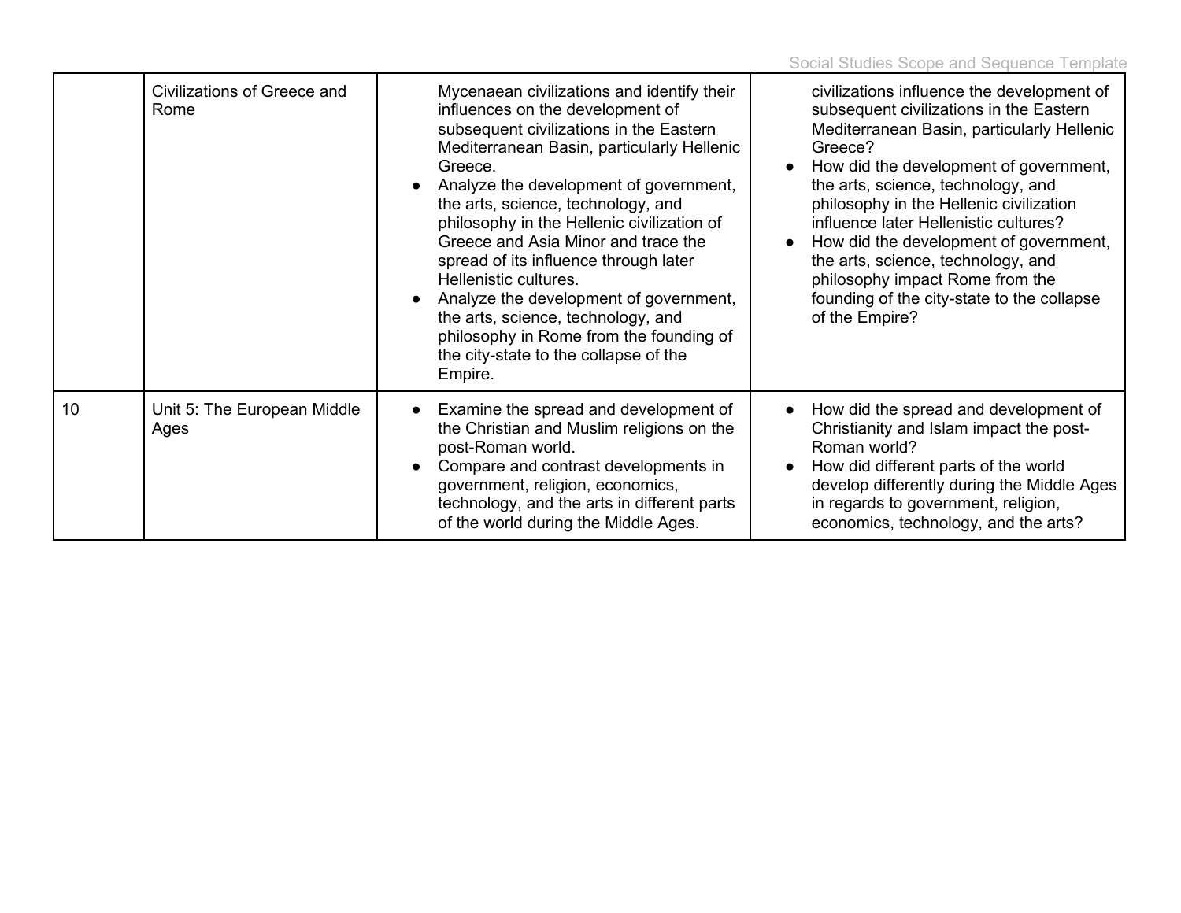| | | | |
|---|---|---|---|
| | Civilizations of Greece and Rome | Mycenaean civilizations and identify their influences on the development of subsequent civilizations in the Eastern Mediterranean Basin, particularly Hellenic Greece.<br>• Analyze the development of government, the arts, science, technology, and philosophy in the Hellenic civilization of Greece and Asia Minor and trace the spread of its influence through later Hellenistic cultures.<br>• Analyze the development of government, the arts, science, technology, and philosophy in Rome from the founding of the city-state to the collapse of the Empire. | civilizations influence the development of subsequent civilizations in the Eastern Mediterranean Basin, particularly Hellenic Greece?<br>• How did the development of government, the arts, science, technology, and philosophy in the Hellenic civilization influence later Hellenistic cultures?<br>• How did the development of government, the arts, science, technology, and philosophy impact Rome from the founding of the city-state to the collapse of the Empire? |
| 10 | Unit 5: The European Middle Ages | • Examine the spread and development of the Christian and Muslim religions on the post-Roman world.<br>• Compare and contrast developments in government, religion, economics, technology, and the arts in different parts of the world during the Middle Ages. | • How did the spread and development of Christianity and Islam impact the post-Roman world?<br>• How did different parts of the world develop differently during the Middle Ages in regards to government, religion, economics, technology, and the arts? |